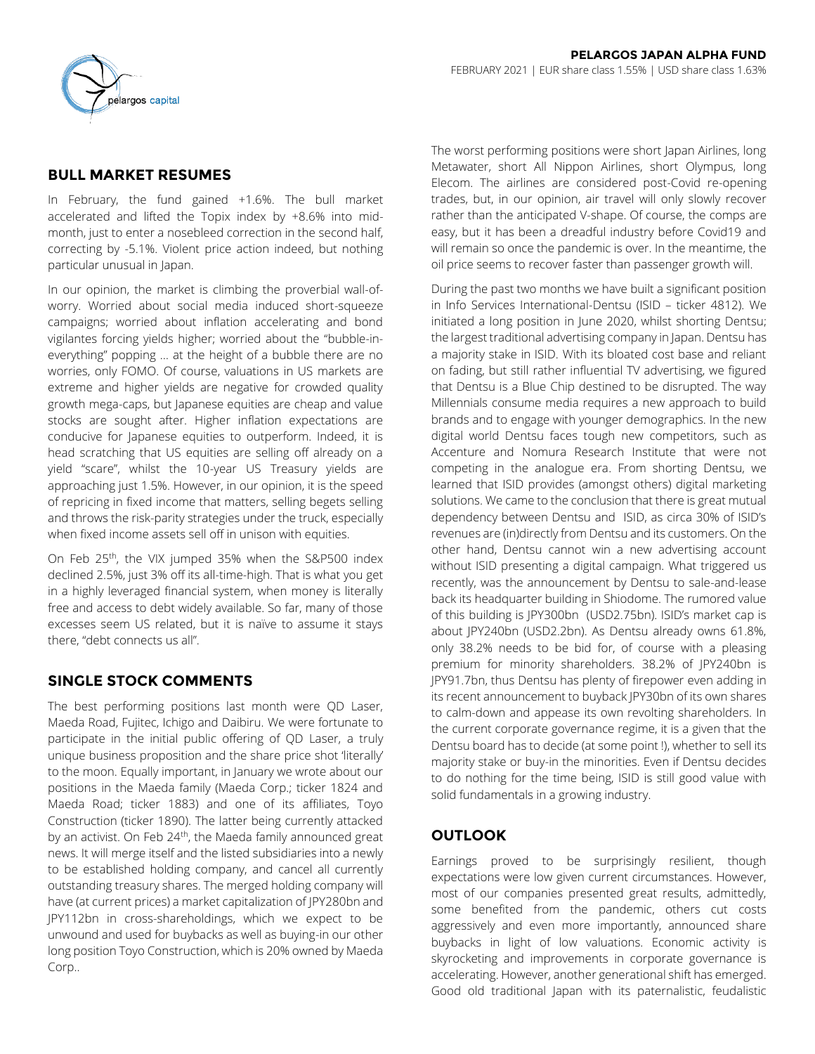**PELARGOS JAPAN ALPHA FUND**

FEBRUARY 2021 | EUR share class 1.55% | USD share class 1.63%

## BULL MARKET RESUMES

In February, the fund gained +1.6%. The bull market accelerated and lifted the Topix index by +8.6% into mid-month, just to enter a nosebleed correction in the second half, correcting by -5.1%. Violent price action indeed, but nothing particular unusual in Japan.

In our opinion, the market is climbing the proverbial wall-of-worry. Worried about social media induced short-squeeze campaigns; worried about inflation accelerating and bond vigilantes forcing yields higher; worried about the "bubble-in-everything" popping … at the height of a bubble there are no worries, only FOMO. Of course, valuations in US markets are extreme and higher yields are negative for crowded quality growth mega-caps, but Japanese equities are cheap and value stocks are sought after. Higher inflation expectations are conducive for Japanese equities to outperform. Indeed, it is head scratching that US equities are selling off already on a yield "scare", whilst the 10-year US Treasury yields are approaching just 1.5%. However, in our opinion, it is the speed of repricing in fixed income that matters, selling begets selling and throws the risk-parity strategies under the truck, especially when fixed income assets sell off in unison with equities.

On Feb 25th, the VIX jumped 35% when the S&P500 index declined 2.5%, just 3% off its all-time-high. That is what you get in a highly leveraged financial system, when money is literally free and access to debt widely available. So far, many of those excesses seem US related, but it is naïve to assume it stays there, "debt connects us all".

## SINGLE STOCK COMMENTS

The best performing positions last month were QD Laser, Maeda Road, Fujitec, Ichigo and Daibiru. We were fortunate to participate in the initial public offering of QD Laser, a truly unique business proposition and the share price shot 'literally' to the moon. Equally important, in January we wrote about our positions in the Maeda family (Maeda Corp.; ticker 1824 and Maeda Road; ticker 1883) and one of its affiliates, Toyo Construction (ticker 1890). The latter being currently attacked by an activist. On Feb 24th, the Maeda family announced great news. It will merge itself and the listed subsidiaries into a newly to be established holding company, and cancel all currently outstanding treasury shares. The merged holding company will have (at current prices) a market capitalization of JPY280bn and JPY112bn in cross-shareholdings, which we expect to be unwound and used for buybacks as well as buying-in our other long position Toyo Construction, which is 20% owned by Maeda Corp..

The worst performing positions were short Japan Airlines, long Metawater, short All Nippon Airlines, short Olympus, long Elecom. The airlines are considered post-Covid re-opening trades, but, in our opinion, air travel will only slowly recover rather than the anticipated V-shape. Of course, the comps are easy, but it has been a dreadful industry before Covid19 and will remain so once the pandemic is over. In the meantime, the oil price seems to recover faster than passenger growth will.

During the past two months we have built a significant position in Info Services International-Dentsu (ISID – ticker 4812). We initiated a long position in June 2020, whilst shorting Dentsu; the largest traditional advertising company in Japan. Dentsu has a majority stake in ISID. With its bloated cost base and reliant on fading, but still rather influential TV advertising, we figured that Dentsu is a Blue Chip destined to be disrupted. The way Millennials consume media requires a new approach to build brands and to engage with younger demographics. In the new digital world Dentsu faces tough new competitors, such as Accenture and Nomura Research Institute that were not competing in the analogue era. From shorting Dentsu, we learned that ISID provides (amongst others) digital marketing solutions. We came to the conclusion that there is great mutual dependency between Dentsu and ISID, as circa 30% of ISID's revenues are (in)directly from Dentsu and its customers. On the other hand, Dentsu cannot win a new advertising account without ISID presenting a digital campaign. What triggered us recently, was the announcement by Dentsu to sale-and-lease back its headquarter building in Shiodome. The rumored value of this building is JPY300bn (USD2.75bn). ISID's market cap is about JPY240bn (USD2.2bn). As Dentsu already owns 61.8%, only 38.2% needs to be bid for, of course with a pleasing premium for minority shareholders. 38.2% of JPY240bn is JPY91.7bn, thus Dentsu has plenty of firepower even adding in its recent announcement to buyback JPY30bn of its own shares to calm-down and appease its own revolting shareholders. In the current corporate governance regime, it is a given that the Dentsu board has to decide (at some point !), whether to sell its majority stake or buy-in the minorities. Even if Dentsu decides to do nothing for the time being, ISID is still good value with solid fundamentals in a growing industry.

## OUTLOOK

Earnings proved to be surprisingly resilient, though expectations were low given current circumstances. However, most of our companies presented great results, admittedly, some benefited from the pandemic, others cut costs aggressively and even more importantly, announced share buybacks in light of low valuations. Economic activity is skyrocketing and improvements in corporate governance is accelerating. However, another generational shift has emerged. Good old traditional Japan with its paternalistic, feudalistic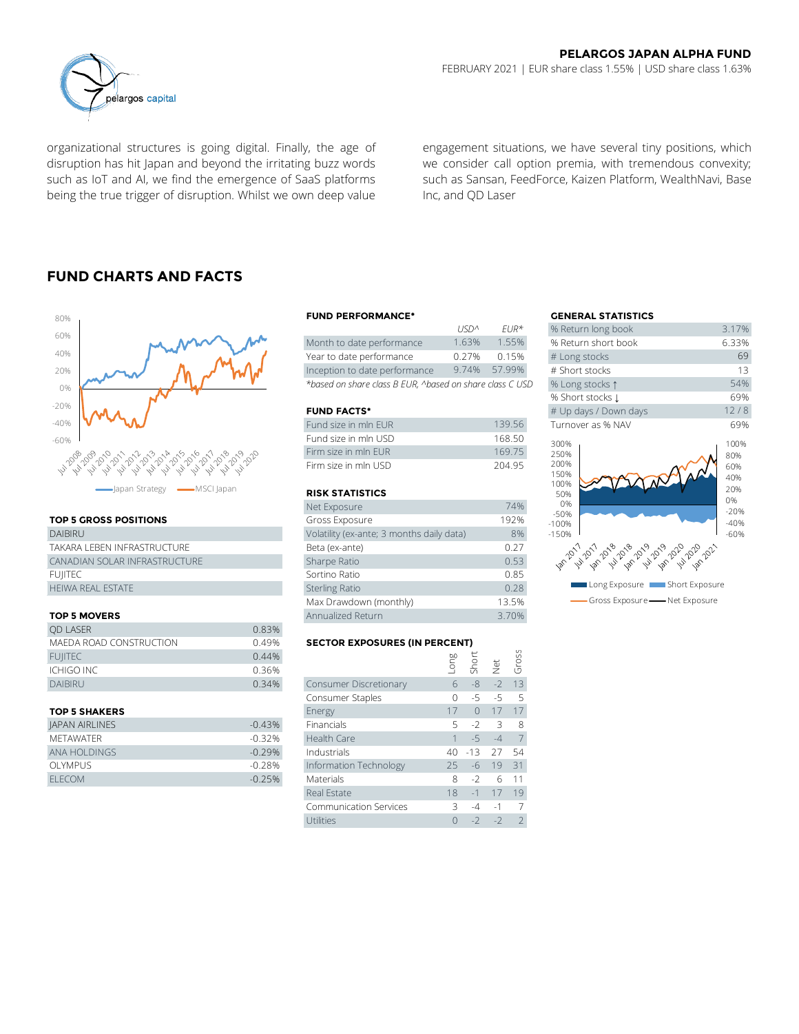organizational structures is going digital. Finally, the age of disruption has hit Japan and beyond the irritating buzz words such as IoT and AI, we find the emergence of SaaS platforms being the true trigger of disruption. Whilst we own deep value engagement situations, we have several tiny positions, which we consider call option premia, with tremendous convexity; such as Sansan, FeedForce, Kaizen Platform, WealthNavi, Base Inc, and QD Laser

## FUND CHARTS AND FACTS

### TOP 5 GROSS POSITIONS

| |
|---|
| DAIBIRU |
| TAKARA LEBEN INFRASTRUCTURE |
| CANADIAN SOLAR INFRASTRUCTURE |
| FUJITEC |
| HEIWA REAL ESTATE |

### TOP 5 MOVERS

| | |
|---|---|
| QD LASER | 0.83% |
| MAEDA ROAD CONSTRUCTION | 0.49% |
| FUJITEC | 0.44% |
| ICHIGO INC | 0.36% |
| DAIBIRU | 0.34% |

### TOP 5 SHAKERS

| | |
|---|---|
| JAPAN AIRLINES | -0.43% |
| METAWATER | -0.32% |
| ANA HOLDINGS | -0.29% |
| OLYMPUS | -0.28% |
| ELECOM | -0.25% |

### FUND PERFORMANCE*

| | USD^ | EUR* |
|---|---|---|
| Month to date performance | 1.63% | 1.55% |
| Year to date performance | 0.27% | 0.15% |
| Inception to date performance | 9.74% | 57.99% |

*based on share class B EUR, ^based on share class C USD

### FUND FACTS*

| | |
|---|---|
| Fund size in mln EUR | 139.56 |
| Fund size in mln USD | 168.50 |
| Firm size in mln EUR | 169.75 |
| Firm size in mln USD | 204.95 |

### RISK STATISTICS

| | |
|---|---|
| Net Exposure | 74% |
| Gross Exposure | 192% |
| Volatility (ex-ante; 3 months daily data) | 8% |
| Beta (ex-ante) | 0.27 |
| Sharpe Ratio | 0.53 |
| Sortino Ratio | 0.85 |
| Sterling Ratio | 0.28 |
| Max Drawdown (monthly) | 13.5% |
| Annualized Return | 3.70% |

### SECTOR EXPOSURES (IN PERCENT)

| | Long | Short | Net | Gross |
|---|---|---|---|---|
| Consumer Discretionary | 6 | -8 | -2 | 13 |
| Consumer Staples | 0 | -5 | -5 | 5 |
| Energy | 17 | 0 | 17 | 17 |
| Financials | 5 | -2 | 3 | 8 |
| Health Care | 1 | -5 | -4 | 7 |
| Industrials | 40 | -13 | 27 | 54 |
| Information Technology | 25 | -6 | 19 | 31 |
| Materials | 8 | -2 | 6 | 11 |
| Real Estate | 18 | -1 | 17 | 19 |
| Communication Services | 3 | -4 | -1 | 7 |
| Utilities | 0 | -2 | -2 | 2 |

### GENERAL STATISTICS

| | |
|---|---|
| % Return long book | 3.17% |
| % Return short book | 6.33% |
| # Long stocks | 69 |
| # Short stocks | 13 |
| % Long stocks ↑ | 54% |
| % Short stocks ↓ | 69% |
| # Up days / Down days | 12 / 8 |
| Turnover as % NAV | 69% |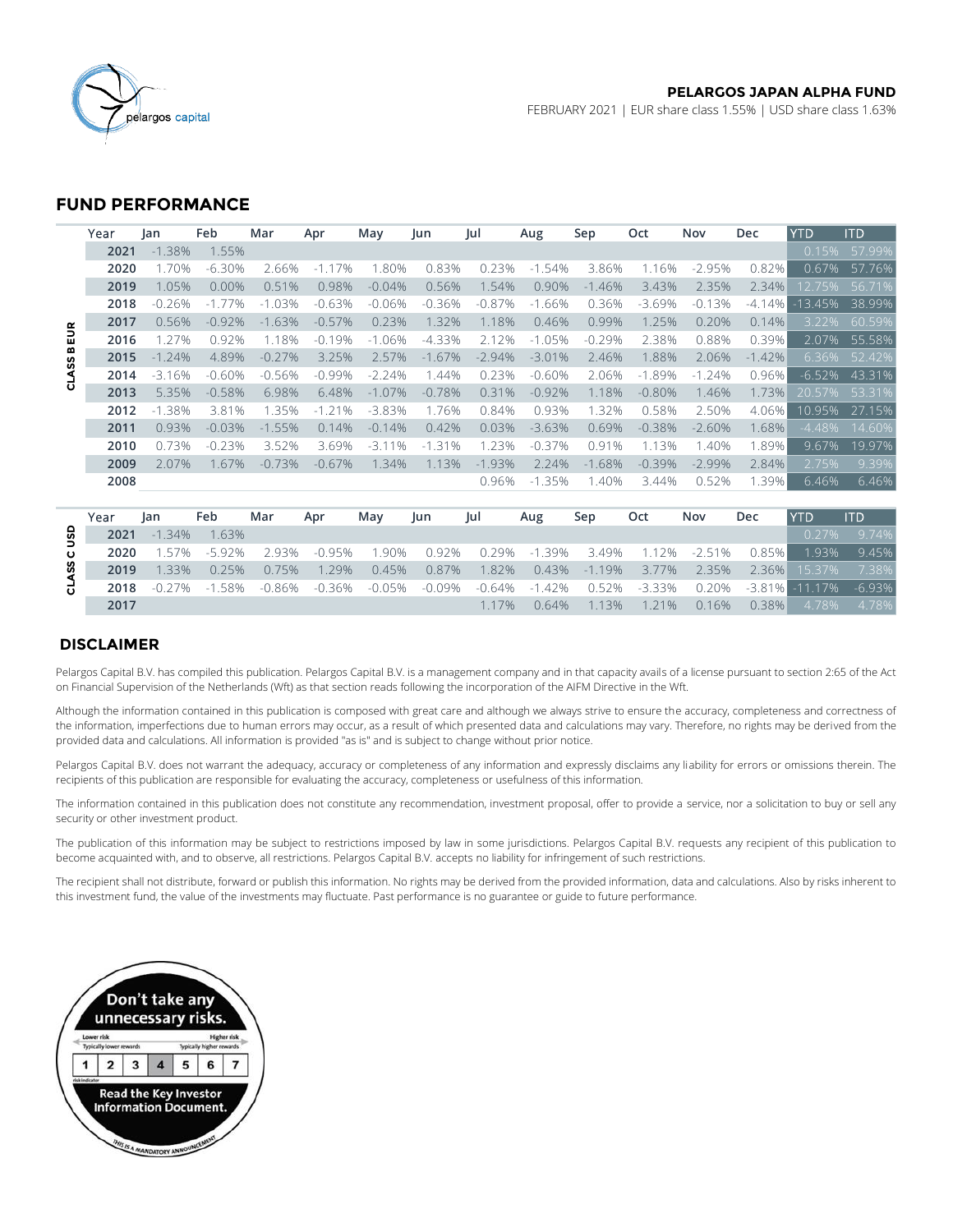**PELARGOS JAPAN ALPHA FUND**

FEBRUARY 2021 | EUR share class 1.55% | USD share class 1.63%

## FUND PERFORMANCE

**CLASS B EUR**

| Year | Jan | Feb | Mar | Apr | May | Jun | Jul | Aug | Sep | Oct | Nov | Dec | YTD | ITD |
|---|---|---|---|---|---|---|---|---|---|---|---|---|---|---|
| 2021 | -1.38% | 1.55% | | | | | | | | | | | 0.15% | 57.99% |
| 2020 | 1.70% | -6.30% | 2.66% | -1.17% | 1.80% | 0.83% | 0.23% | -1.54% | 3.86% | 1.16% | -2.95% | 0.82% | 0.67% | 57.76% |
| 2019 | 1.05% | 0.00% | 0.51% | 0.98% | -0.04% | 0.56% | 1.54% | 0.90% | -1.46% | 3.43% | 2.35% | 2.34% | 12.75% | 56.71% |
| 2018 | -0.26% | -1.77% | -1.03% | -0.63% | -0.06% | -0.36% | -0.87% | -1.66% | 0.36% | -3.69% | -0.13% | -4.14% | -13.45% | 38.99% |
| 2017 | 0.56% | -0.92% | -1.63% | -0.57% | 0.23% | 1.32% | 1.18% | 0.46% | 0.99% | 1.25% | 0.20% | 0.14% | 3.22% | 60.59% |
| 2016 | 1.27% | 0.92% | 1.18% | -0.19% | -1.06% | -4.33% | 2.12% | -1.05% | -0.29% | 2.38% | 0.88% | 0.39% | 2.07% | 55.58% |
| 2015 | -1.24% | 4.89% | -0.27% | 3.25% | 2.57% | -1.67% | -2.94% | -3.01% | 2.46% | 1.88% | 2.06% | -1.42% | 6.36% | 52.42% |
| 2014 | -3.16% | -0.60% | -0.56% | -0.99% | -2.24% | 1.44% | 0.23% | -0.60% | 2.06% | -1.89% | -1.24% | 0.96% | -6.52% | 43.31% |
| 2013 | 5.35% | -0.58% | 6.98% | 6.48% | -1.07% | -0.78% | 0.31% | -0.92% | 1.18% | -0.80% | 1.46% | 1.73% | 20.57% | 53.31% |
| 2012 | -1.38% | 3.81% | 1.35% | -1.21% | -3.83% | 1.76% | 0.84% | 0.93% | 1.32% | 0.58% | 2.50% | 4.06% | 10.95% | 27.15% |
| 2011 | 0.93% | -0.03% | -1.55% | 0.14% | -0.14% | 0.42% | 0.03% | -3.63% | 0.69% | -0.38% | -2.60% | 1.68% | -4.48% | 14.60% |
| 2010 | 0.73% | -0.23% | 3.52% | 3.69% | -3.11% | -1.31% | 1.23% | -0.37% | 0.91% | 1.13% | 1.40% | 1.89% | 9.67% | 19.97% |
| 2009 | 2.07% | 1.67% | -0.73% | -0.67% | 1.34% | 1.13% | -1.93% | 2.24% | -1.68% | -0.39% | -2.99% | 2.84% | 2.75% | 9.39% |
| 2008 | | | | | | | 0.96% | -1.35% | 1.40% | 3.44% | 0.52% | 1.39% | 6.46% | 6.46% |

**CLASS C USD**

| Year | Jan | Feb | Mar | Apr | May | Jun | Jul | Aug | Sep | Oct | Nov | Dec | YTD | ITD |
|---|---|---|---|---|---|---|---|---|---|---|---|---|---|---|
| 2021 | -1.34% | 1.63% | | | | | | | | | | | 0.27% | 9.74% |
| 2020 | 1.57% | -5.92% | 2.93% | -0.95% | 1.90% | 0.92% | 0.29% | -1.39% | 3.49% | 1.12% | -2.51% | 0.85% | 1.93% | 9.45% |
| 2019 | 1.33% | 0.25% | 0.75% | 1.29% | 0.45% | 0.87% | 1.82% | 0.43% | -1.19% | 3.77% | 2.35% | 2.36% | 15.37% | 7.38% |
| 2018 | -0.27% | -1.58% | -0.86% | -0.36% | -0.05% | -0.09% | -0.64% | -1.42% | 0.52% | -3.33% | 0.20% | -3.81% | -11.17% | -6.93% |
| 2017 | | | | | | | 1.17% | 0.64% | 1.13% | 1.21% | 0.16% | 0.38% | 4.78% | 4.78% |

## DISCLAIMER

Pelargos Capital B.V. has compiled this publication. Pelargos Capital B.V. is a management company and in that capacity avails of a license pursuant to section 2:65 of the Act on Financial Supervision of the Netherlands (Wft) as that section reads following the incorporation of the AIFM Directive in the Wft.

Although the information contained in this publication is composed with great care and although we always strive to ensure the accuracy, completeness and correctness of the information, imperfections due to human errors may occur, as a result of which presented data and calculations may vary. Therefore, no rights may be derived from the provided data and calculations. All information is provided "as is" and is subject to change without prior notice.

Pelargos Capital B.V. does not warrant the adequacy, accuracy or completeness of any information and expressly disclaims any liability for errors or omissions therein. The recipients of this publication are responsible for evaluating the accuracy, completeness or usefulness of this information.

The information contained in this publication does not constitute any recommendation, investment proposal, offer to provide a service, nor a solicitation to buy or sell any security or other investment product.

The publication of this information may be subject to restrictions imposed by law in some jurisdictions. Pelargos Capital B.V. requests any recipient of this publication to become acquainted with, and to observe, all restrictions. Pelargos Capital B.V. accepts no liability for infringement of such restrictions.

The recipient shall not distribute, forward or publish this information. No rights may be derived from the provided information, data and calculations. Also by risks inherent to this investment fund, the value of the investments may fluctuate. Past performance is no guarantee or guide to future performance.

Don't take any unnecessary risks.

Lower risk — Typically lower rewards | Higher risk — Typically higher rewards

1 2 3 4 5 6 7

risk indicator

Read the Key Investor Information Document.

THIS IS A MANDATORY ANNOUNCEMENT